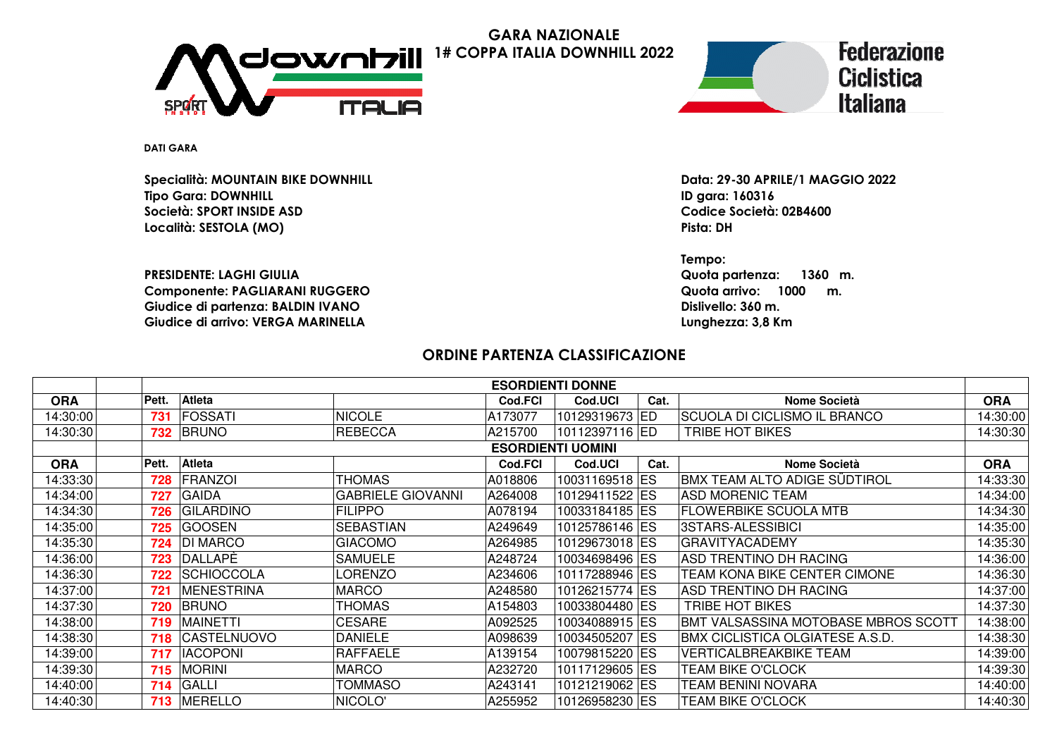# GARA NAZIONALE
## 1# COPPA ITALIA DOWNHILL 2022

**DATI GARA**

**Specialità: MOUNTAIN BIKE DOWNHILL**
**Tipo Gara: DOWNHILL**
**Società: SPORT INSIDE ASD**
**Località: SESTOLA (MO)**

**Data: 29-30 APRILE/1 MAGGIO 2022**
**ID gara: 160316**
**Codice Società: 02B4600**
**Pista: DH**

**PRESIDENTE: LAGHI GIULIA**
**Componente: PAGLIARANI RUGGERO**
**Giudice di partenza: BALDIN IVANO**
**Giudice di arrivo: VERGA MARINELLA**

**Tempo:**
**Quota partenza: 1360 m.**
**Quota arrivo: 1000 m.**
**Dislivello: 360 m.**
**Lunghezza: 3,8 Km**

## ORDINE PARTENZA CLASSIFICAZIONE

| | | | | | | | | | | |
|---|---|---|---|---|---|---|---|---|---|---|
| | | **ESORDIENTI DONNE** | | | | | | | | |
| **ORA** | | **Pett.** | **Atleta** | | **Cod.FCI** | **Cod.UCI** | **Cat.** | **Nome Società** | **ORA** |
| 14:30:00 | | 731 | FOSSATI | NICOLE | A173077 | 10129319673 | ED | SCUOLA DI CICLISMO IL BRANCO | 14:30:00 |
| 14:30:30 | | 732 | BRUNO | REBECCA | A215700 | 10112397116 | ED | TRIBE HOT BIKES | 14:30:30 |
| | | **ESORDIENTI UOMINI** | | | | | | | | |
| **ORA** | | **Pett.** | **Atleta** | | **Cod.FCI** | **Cod.UCI** | **Cat.** | **Nome Società** | **ORA** |
| 14:33:30 | | 728 | FRANZOI | THOMAS | A018806 | 10031169518 | ES | BMX TEAM ALTO ADIGE SÜDTIROL | 14:33:30 |
| 14:34:00 | | 727 | GAIDA | GABRIELE GIOVANNI | A264008 | 10129411522 | ES | ASD MORENIC TEAM | 14:34:00 |
| 14:34:30 | | 726 | GILARDINO | FILIPPO | A078194 | 10033184185 | ES | FLOWERBIKE SCUOLA MTB | 14:34:30 |
| 14:35:00 | | 725 | GOOSEN | SEBASTIAN | A249649 | 10125786146 | ES | 3STARS-ALESSIBICI | 14:35:00 |
| 14:35:30 | | 724 | DI MARCO | GIACOMO | A264985 | 10129673018 | ES | GRAVITYACADEMY | 14:35:30 |
| 14:36:00 | | 723 | DALLAPÈ | SAMUELE | A248724 | 10034698496 | ES | ASD TRENTINO DH RACING | 14:36:00 |
| 14:36:30 | | 722 | SCHIOCCOLA | LORENZO | A234606 | 10117288946 | ES | TEAM KONA BIKE CENTER CIMONE | 14:36:30 |
| 14:37:00 | | 721 | MENESTRINA | MARCO | A248580 | 10126215774 | ES | ASD TRENTINO DH RACING | 14:37:00 |
| 14:37:30 | | 720 | BRUNO | THOMAS | A154803 | 10033804480 | ES | TRIBE HOT BIKES | 14:37:30 |
| 14:38:00 | | 719 | MAINETTI | CESARE | A092525 | 10034088915 | ES | BMT VALSASSINA MOTOBASE MBROS SCOTT | 14:38:00 |
| 14:38:30 | | 718 | CASTELNUOVO | DANIELE | A098639 | 10034505207 | ES | BMX CICLISTICA OLGIATESE A.S.D. | 14:38:30 |
| 14:39:00 | | 717 | IACOPONI | RAFFAELE | A139154 | 10079815220 | ES | VERTICALBREAKBIKE TEAM | 14:39:00 |
| 14:39:30 | | 715 | MORINI | MARCO | A232720 | 10117129605 | ES | TEAM BIKE O'CLOCK | 14:39:30 |
| 14:40:00 | | 714 | GALLI | TOMMASO | A243141 | 10121219062 | ES | TEAM BENINI NOVARA | 14:40:00 |
| 14:40:30 | | 713 | MERELLO | NICOLO' | A255952 | 10126958230 | ES | TEAM BIKE O'CLOCK | 14:40:30 |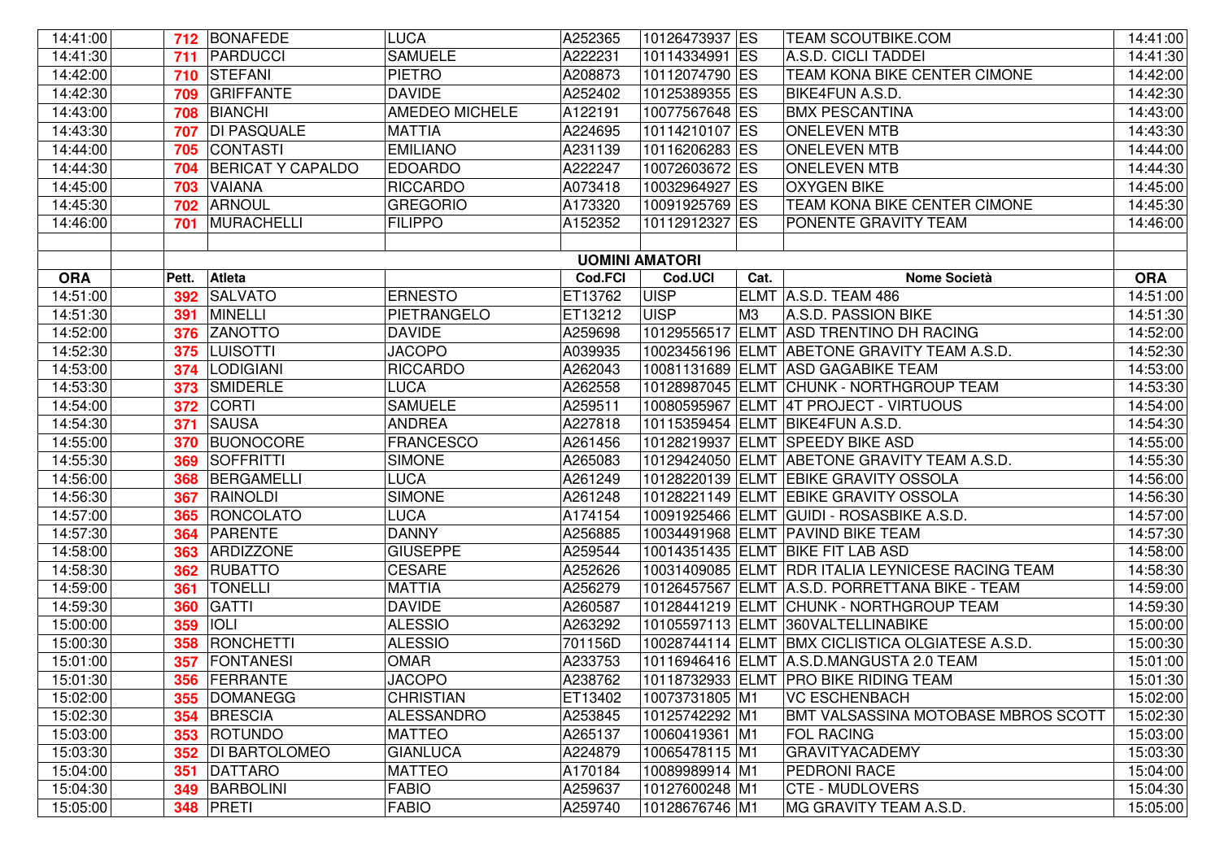| ORA | Pett. | Atleta | | Cod.FCI | Cod.UCI | Cat. | Nome Società | ORA |
|---|---|---|---|---|---|---|---|---|
| 14:41:00 | 712 | BONAFEDE | LUCA | A252365 | 10126473937 | ES | TEAM SCOUTBIKE.COM | 14:41:00 |
| 14:41:30 | 711 | PARDUCCI | SAMUELE | A222231 | 10114334991 | ES | A.S.D. CICLI TADDEI | 14:41:30 |
| 14:42:00 | 710 | STEFANI | PIETRO | A208873 | 10112074790 | ES | TEAM KONA BIKE CENTER CIMONE | 14:42:00 |
| 14:42:30 | 709 | GRIFFANTE | DAVIDE | A252402 | 10125389355 | ES | BIKE4FUN A.S.D. | 14:42:30 |
| 14:43:00 | 708 | BIANCHI | AMEDEO MICHELE | A122191 | 10077567648 | ES | BMX PESCANTINA | 14:43:00 |
| 14:43:30 | 707 | DI PASQUALE | MATTIA | A224695 | 10114210107 | ES | ONELEVEN MTB | 14:43:30 |
| 14:44:00 | 705 | CONTASTI | EMILIANO | A231139 | 10116206283 | ES | ONELEVEN MTB | 14:44:00 |
| 14:44:30 | 704 | BERICAT Y CAPALDO | EDOARDO | A222247 | 10072603672 | ES | ONELEVEN MTB | 14:44:30 |
| 14:45:00 | 703 | VAIANA | RICCARDO | A073418 | 10032964927 | ES | OXYGEN BIKE | 14:45:00 |
| 14:45:30 | 702 | ARNOUL | GREGORIO | A173320 | 10091925769 | ES | TEAM KONA BIKE CENTER CIMONE | 14:45:30 |
| 14:46:00 | 701 | MURACHELLI | FILIPPO | A152352 | 10112912327 | ES | PONENTE GRAVITY TEAM | 14:46:00 |

**UOMINI AMATORI**

| ORA | Pett. | Atleta | | Cod.FCI | Cod.UCI | Cat. | Nome Società | ORA |
|---|---|---|---|---|---|---|---|---|
| 14:51:00 | 392 | SALVATO | ERNESTO | ET13762 | UISP | ELMT | A.S.D. TEAM 486 | 14:51:00 |
| 14:51:30 | 391 | MINELLI | PIETRANGELO | ET13212 | UISP | M3 | A.S.D. PASSION BIKE | 14:51:30 |
| 14:52:00 | 376 | ZANOTTO | DAVIDE | A259698 | 10129556517 | ELMT | ASD TRENTINO DH RACING | 14:52:00 |
| 14:52:30 | 375 | LUISOTTI | JACOPO | A039935 | 10023456196 | ELMT | ABETONE GRAVITY TEAM A.S.D. | 14:52:30 |
| 14:53:00 | 374 | LODIGIANI | RICCARDO | A262043 | 10081131689 | ELMT | ASD GAGABIKE TEAM | 14:53:00 |
| 14:53:30 | 373 | SMIDERLE | LUCA | A262558 | 10128987045 | ELMT | CHUNK - NORTHGROUP TEAM | 14:53:30 |
| 14:54:00 | 372 | CORTI | SAMUELE | A259511 | 10080595967 | ELMT | 4T PROJECT - VIRTUOUS | 14:54:00 |
| 14:54:30 | 371 | SAUSA | ANDREA | A227818 | 10115359454 | ELMT | BIKE4FUN A.S.D. | 14:54:30 |
| 14:55:00 | 370 | BUONOCORE | FRANCESCO | A261456 | 10128219937 | ELMT | SPEEDY BIKE ASD | 14:55:00 |
| 14:55:30 | 369 | SOFFRITTI | SIMONE | A265083 | 10129424050 | ELMT | ABETONE GRAVITY TEAM A.S.D. | 14:55:30 |
| 14:56:00 | 368 | BERGAMELLI | LUCA | A261249 | 10128220139 | ELMT | EBIKE GRAVITY OSSOLA | 14:56:00 |
| 14:56:30 | 367 | RAINOLDI | SIMONE | A261248 | 10128221149 | ELMT | EBIKE GRAVITY OSSOLA | 14:56:30 |
| 14:57:00 | 365 | RONCOLATO | LUCA | A174154 | 10091925466 | ELMT | GUIDI - ROSASBIKE A.S.D. | 14:57:00 |
| 14:57:30 | 364 | PARENTE | DANNY | A256885 | 10034491968 | ELMT | PAVIND BIKE TEAM | 14:57:30 |
| 14:58:00 | 363 | ARDIZZONE | GIUSEPPE | A259544 | 10014351435 | ELMT | BIKE FIT LAB ASD | 14:58:00 |
| 14:58:30 | 362 | RUBATTO | CESARE | A252626 | 10031409085 | ELMT | RDR ITALIA LEYNICESE RACING TEAM | 14:58:30 |
| 14:59:00 | 361 | TONELLI | MATTIA | A256279 | 10126457567 | ELMT | A.S.D. PORRETTANA BIKE - TEAM | 14:59:00 |
| 14:59:30 | 360 | GATTI | DAVIDE | A260587 | 10128441219 | ELMT | CHUNK - NORTHGROUP TEAM | 14:59:30 |
| 15:00:00 | 359 | IOLI | ALESSIO | A263292 | 10105597113 | ELMT | 360VALTELLINABIKE | 15:00:00 |
| 15:00:30 | 358 | RONCHETTI | ALESSIO | 701156D | 10028744114 | ELMT | BMX CICLISTICA OLGIATESE A.S.D. | 15:00:30 |
| 15:01:00 | 357 | FONTANESI | OMAR | A233753 | 10116946416 | ELMT | A.S.D.MANGUSTA 2.0 TEAM | 15:01:00 |
| 15:01:30 | 356 | FERRANTE | JACOPO | A238762 | 10118732933 | ELMT | PRO BIKE RIDING TEAM | 15:01:30 |
| 15:02:00 | 355 | DOMANEGG | CHRISTIAN | ET13402 | 10073731805 | M1 | VC ESCHENBACH | 15:02:00 |
| 15:02:30 | 354 | BRESCIA | ALESSANDRO | A253845 | 10125742292 | M1 | BMT VALSASSINA MOTOBASE MBROS SCOTT | 15:02:30 |
| 15:03:00 | 353 | ROTUNDO | MATTEO | A265137 | 10060419361 | M1 | FOL RACING | 15:03:00 |
| 15:03:30 | 352 | DI BARTOLOMEO | GIANLUCA | A224879 | 10065478115 | M1 | GRAVITYACADEMY | 15:03:30 |
| 15:04:00 | 351 | DATTARO | MATTEO | A170184 | 10089989914 | M1 | PEDRONI RACE | 15:04:00 |
| 15:04:30 | 349 | BARBOLINI | FABIO | A259637 | 10127600248 | M1 | CTE - MUDLOVERS | 15:04:30 |
| 15:05:00 | 348 | PRETI | FABIO | A259740 | 10128676746 | M1 | MG GRAVITY TEAM A.S.D. | 15:05:00 |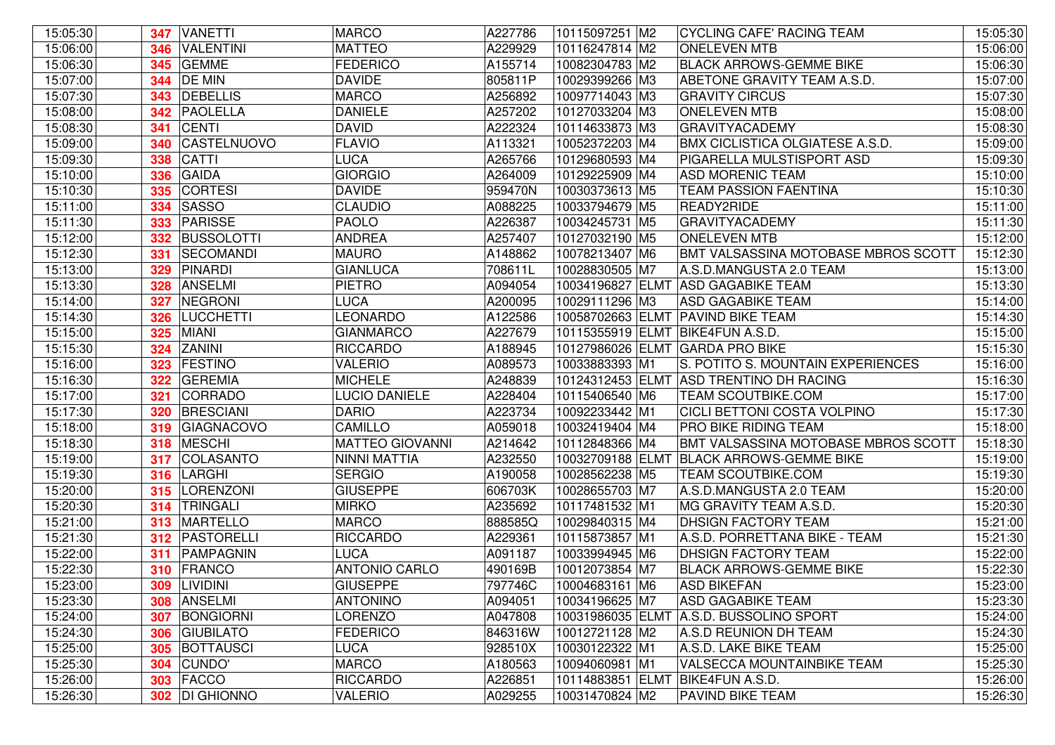| | | | | | | | | |
|---|---|---|---|---|---|---|---|---|
| 15:05:30 | 347 | VANETTI | MARCO | A227786 | 10115097251 | M2 | CYCLING CAFE' RACING TEAM | 15:05:30 |
| 15:06:00 | 346 | VALENTINI | MATTEO | A229929 | 10116247814 | M2 | ONELEVEN MTB | 15:06:00 |
| 15:06:30 | 345 | GEMME | FEDERICO | A155714 | 10082304783 | M2 | BLACK ARROWS-GEMME BIKE | 15:06:30 |
| 15:07:00 | 344 | DE MIN | DAVIDE | 805811P | 10029399266 | M3 | ABETONE GRAVITY TEAM A.S.D. | 15:07:00 |
| 15:07:30 | 343 | DEBELLIS | MARCO | A256892 | 10097714043 | M3 | GRAVITY CIRCUS | 15:07:30 |
| 15:08:00 | 342 | PAOLELLA | DANIELE | A257202 | 10127033204 | M3 | ONELEVEN MTB | 15:08:00 |
| 15:08:30 | 341 | CENTI | DAVID | A222324 | 10114633873 | M3 | GRAVITYACADEMY | 15:08:30 |
| 15:09:00 | 340 | CASTELNUOVO | FLAVIO | A113321 | 10052372203 | M4 | BMX CICLISTICA OLGIATESE A.S.D. | 15:09:00 |
| 15:09:30 | 338 | CATTI | LUCA | A265766 | 10129680593 | M4 | PIGARELLA MULSTISPORT ASD | 15:09:30 |
| 15:10:00 | 336 | GAIDA | GIORGIO | A264009 | 10129225909 | M4 | ASD MORENIC TEAM | 15:10:00 |
| 15:10:30 | 335 | CORTESI | DAVIDE | 959470N | 10030373613 | M5 | TEAM PASSION FAENTINA | 15:10:30 |
| 15:11:00 | 334 | SASSO | CLAUDIO | A088225 | 10033794679 | M5 | READY2RIDE | 15:11:00 |
| 15:11:30 | 333 | PARISSE | PAOLO | A226387 | 10034245731 | M5 | GRAVITYACADEMY | 15:11:30 |
| 15:12:00 | 332 | BUSSOLOTTI | ANDREA | A257407 | 10127032190 | M5 | ONELEVEN MTB | 15:12:00 |
| 15:12:30 | 331 | SECOMANDI | MAURO | A148862 | 10078213407 | M6 | BMT VALSASSINA MOTOBASE MBROS SCOTT | 15:12:30 |
| 15:13:00 | 329 | PINARDI | GIANLUCA | 708611L | 10028830505 | M7 | A.S.D.MANGUSTA 2.0 TEAM | 15:13:00 |
| 15:13:30 | 328 | ANSELMI | PIETRO | A094054 | 10034196827 | ELMT | ASD GAGABIKE TEAM | 15:13:30 |
| 15:14:00 | 327 | NEGRONI | LUCA | A200095 | 10029111296 | M3 | ASD GAGABIKE TEAM | 15:14:00 |
| 15:14:30 | 326 | LUCCHETTI | LEONARDO | A122586 | 10058702663 | ELMT | PAVIND BIKE TEAM | 15:14:30 |
| 15:15:00 | 325 | MIANI | GIANMARCO | A227679 | 10115355919 | ELMT | BIKE4FUN A.S.D. | 15:15:00 |
| 15:15:30 | 324 | ZANINI | RICCARDO | A188945 | 10127986026 | ELMT | GARDA PRO BIKE | 15:15:30 |
| 15:16:00 | 323 | FESTINO | VALERIO | A089573 | 10033883393 | M1 | S. POTITO S. MOUNTAIN EXPERIENCES | 15:16:00 |
| 15:16:30 | 322 | GEREMIA | MICHELE | A248839 | 10124312453 | ELMT | ASD TRENTINO DH RACING | 15:16:30 |
| 15:17:00 | 321 | CORRADO | LUCIO DANIELE | A228404 | 10115406540 | M6 | TEAM SCOUTBIKE.COM | 15:17:00 |
| 15:17:30 | 320 | BRESCIANI | DARIO | A223734 | 10092233442 | M1 | CICLI BETTONI COSTA VOLPINO | 15:17:30 |
| 15:18:00 | 319 | GIAGNACOVO | CAMILLO | A059018 | 10032419404 | M4 | PRO BIKE RIDING TEAM | 15:18:00 |
| 15:18:30 | 318 | MESCHI | MATTEO GIOVANNI | A214642 | 10112848366 | M4 | BMT VALSASSINA MOTOBASE MBROS SCOTT | 15:18:30 |
| 15:19:00 | 317 | COLASANTO | NINNI MATTIA | A232550 | 10032709188 | ELMT | BLACK ARROWS-GEMME BIKE | 15:19:00 |
| 15:19:30 | 316 | LARGHI | SERGIO | A190058 | 10028562238 | M5 | TEAM SCOUTBIKE.COM | 15:19:30 |
| 15:20:00 | 315 | LORENZONI | GIUSEPPE | 606703K | 10028655703 | M7 | A.S.D.MANGUSTA 2.0 TEAM | 15:20:00 |
| 15:20:30 | 314 | TRINGALI | MIRKO | A235692 | 10117481532 | M1 | MG GRAVITY TEAM A.S.D. | 15:20:30 |
| 15:21:00 | 313 | MARTELLO | MARCO | 888585Q | 10029840315 | M4 | DHSIGN FACTORY TEAM | 15:21:00 |
| 15:21:30 | 312 | PASTORELLI | RICCARDO | A229361 | 10115873857 | M1 | A.S.D. PORRETTANA BIKE - TEAM | 15:21:30 |
| 15:22:00 | 311 | PAMPAGNIN | LUCA | A091187 | 10033994945 | M6 | DHSIGN FACTORY TEAM | 15:22:00 |
| 15:22:30 | 310 | FRANCO | ANTONIO CARLO | 490169B | 10012073854 | M7 | BLACK ARROWS-GEMME BIKE | 15:22:30 |
| 15:23:00 | 309 | LIVIDINI | GIUSEPPE | 797746C | 10004683161 | M6 | ASD BIKEFAN | 15:23:00 |
| 15:23:30 | 308 | ANSELMI | ANTONINO | A094051 | 10034196625 | M7 | ASD GAGABIKE TEAM | 15:23:30 |
| 15:24:00 | 307 | BONGIORNI | LORENZO | A047808 | 10031986035 | ELMT | A.S.D. BUSSOLINO SPORT | 15:24:00 |
| 15:24:30 | 306 | GIUBILATO | FEDERICO | 846316W | 10012721128 | M2 | A.S.D REUNION DH TEAM | 15:24:30 |
| 15:25:00 | 305 | BOTTAUSCI | LUCA | 928510X | 10030122322 | M1 | A.S.D. LAKE BIKE TEAM | 15:25:00 |
| 15:25:30 | 304 | CUNDO' | MARCO | A180563 | 10094060981 | M1 | VALSECCA MOUNTAINBIKE TEAM | 15:25:30 |
| 15:26:00 | 303 | FACCO | RICCARDO | A226851 | 10114883851 | ELMT | BIKE4FUN A.S.D. | 15:26:00 |
| 15:26:30 | 302 | DI GHIONNO | VALERIO | A029255 | 10031470824 | M2 | PAVIND BIKE TEAM | 15:26:30 |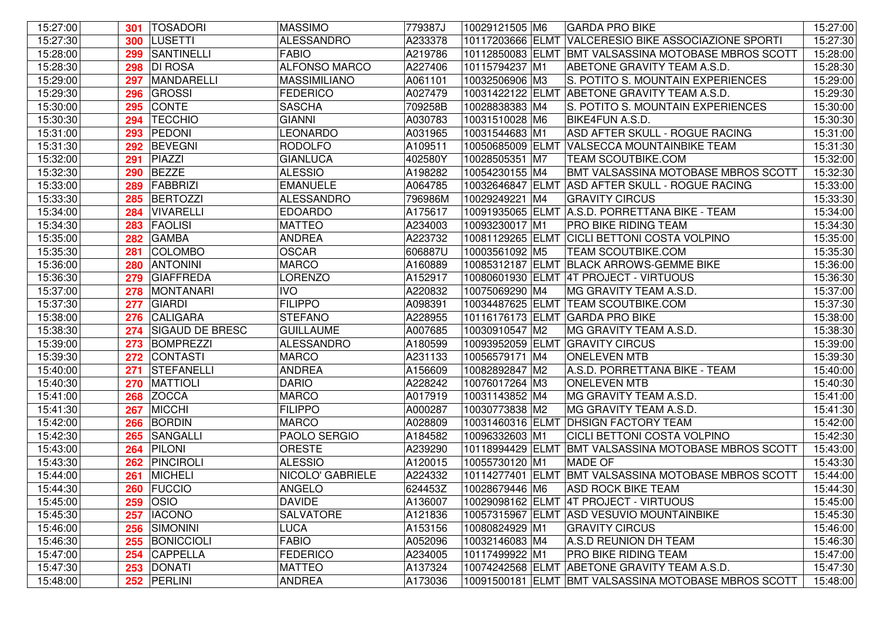| | | | | | | | | |
|---|---|---|---|---|---|---|---|---|
| 15:27:00 | 301 | TOSADORI | MASSIMO | 779387J | 10029121505 | M6 | GARDA PRO BIKE | 15:27:00 |
| 15:27:30 | 300 | LUSETTI | ALESSANDRO | A233378 | 10117203666 | ELMT | VALCERESIO BIKE ASSOCIAZIONE SPORTI | 15:27:30 |
| 15:28:00 | 299 | SANTINELLI | FABIO | A219786 | 10112850083 | ELMT | BMT VALSASSINA MOTOBASE MBROS SCOTT | 15:28:00 |
| 15:28:30 | 298 | DI ROSA | ALFONSO MARCO | A227406 | 10115794237 | M1 | ABETONE GRAVITY TEAM A.S.D. | 15:28:30 |
| 15:29:00 | 297 | MANDARELLI | MASSIMILIANO | A061101 | 10032506906 | M3 | S. POTITO S. MOUNTAIN EXPERIENCES | 15:29:00 |
| 15:29:30 | 296 | GROSSI | FEDERICO | A027479 | 10031422122 | ELMT | ABETONE GRAVITY TEAM A.S.D. | 15:29:30 |
| 15:30:00 | 295 | CONTE | SASCHA | 709258B | 10028838383 | M4 | S. POTITO S. MOUNTAIN EXPERIENCES | 15:30:00 |
| 15:30:30 | 294 | TECCHIO | GIANNI | A030783 | 10031510028 | M6 | BIKE4FUN A.S.D. | 15:30:30 |
| 15:31:00 | 293 | PEDONI | LEONARDO | A031965 | 10031544683 | M1 | ASD AFTER SKULL - ROGUE RACING | 15:31:00 |
| 15:31:30 | 292 | BEVEGNI | RODOLFO | A109511 | 10050685009 | ELMT | VALSECCA MOUNTAINBIKE TEAM | 15:31:30 |
| 15:32:00 | 291 | PIAZZI | GIANLUCA | 402580Y | 10028505351 | M7 | TEAM SCOUTBIKE.COM | 15:32:00 |
| 15:32:30 | 290 | BEZZE | ALESSIO | A198282 | 10054230155 | M4 | BMT VALSASSINA MOTOBASE MBROS SCOTT | 15:32:30 |
| 15:33:00 | 289 | FABBRIZI | EMANUELE | A064785 | 10032646847 | ELMT | ASD AFTER SKULL - ROGUE RACING | 15:33:00 |
| 15:33:30 | 285 | BERTOZZI | ALESSANDRO | 796986M | 10029249221 | M4 | GRAVITY CIRCUS | 15:33:30 |
| 15:34:00 | 284 | VIVARELLI | EDOARDO | A175617 | 10091935065 | ELMT | A.S.D. PORRETTANA BIKE - TEAM | 15:34:00 |
| 15:34:30 | 283 | FAOLISI | MATTEO | A234003 | 10093230017 | M1 | PRO BIKE RIDING TEAM | 15:34:30 |
| 15:35:00 | 282 | GAMBA | ANDREA | A223732 | 10081129265 | ELMT | CICLI BETTONI COSTA VOLPINO | 15:35:00 |
| 15:35:30 | 281 | COLOMBO | OSCAR | 606887U | 10003561092 | M5 | TEAM SCOUTBIKE.COM | 15:35:30 |
| 15:36:00 | 280 | ANTONINI | MARCO | A160889 | 10085312187 | ELMT | BLACK ARROWS-GEMME BIKE | 15:36:00 |
| 15:36:30 | 279 | GIAFFREDA | LORENZO | A152917 | 10080601930 | ELMT | 4T PROJECT - VIRTUOUS | 15:36:30 |
| 15:37:00 | 278 | MONTANARI | IVO | A220832 | 10075069290 | M4 | MG GRAVITY TEAM A.S.D. | 15:37:00 |
| 15:37:30 | 277 | GIARDI | FILIPPO | A098391 | 10034487625 | ELMT | TEAM SCOUTBIKE.COM | 15:37:30 |
| 15:38:00 | 276 | CALIGARA | STEFANO | A228955 | 10116176173 | ELMT | GARDA PRO BIKE | 15:38:00 |
| 15:38:30 | 274 | SIGAUD DE BRESC | GUILLAUME | A007685 | 10030910547 | M2 | MG GRAVITY TEAM A.S.D. | 15:38:30 |
| 15:39:00 | 273 | BOMPREZZI | ALESSANDRO | A180599 | 10093952059 | ELMT | GRAVITY CIRCUS | 15:39:00 |
| 15:39:30 | 272 | CONTASTI | MARCO | A231133 | 10056579171 | M4 | ONELEVEN MTB | 15:39:30 |
| 15:40:00 | 271 | STEFANELLI | ANDREA | A156609 | 10082892847 | M2 | A.S.D. PORRETTANA BIKE - TEAM | 15:40:00 |
| 15:40:30 | 270 | MATTIOLI | DARIO | A228242 | 10076017264 | M3 | ONELEVEN MTB | 15:40:30 |
| 15:41:00 | 268 | ZOCCA | MARCO | A017919 | 10031143852 | M4 | MG GRAVITY TEAM A.S.D. | 15:41:00 |
| 15:41:30 | 267 | MICCHI | FILIPPO | A000287 | 10030773838 | M2 | MG GRAVITY TEAM A.S.D. | 15:41:30 |
| 15:42:00 | 266 | BORDIN | MARCO | A028809 | 10031460316 | ELMT | DHSIGN FACTORY TEAM | 15:42:00 |
| 15:42:30 | 265 | SANGALLI | PAOLO SERGIO | A184582 | 10096332603 | M1 | CICLI BETTONI COSTA VOLPINO | 15:42:30 |
| 15:43:00 | 264 | PILONI | ORESTE | A239290 | 10118994429 | ELMT | BMT VALSASSINA MOTOBASE MBROS SCOTT | 15:43:00 |
| 15:43:30 | 262 | PINCIROLI | ALESSIO | A120015 | 10055730120 | M1 | MADE OF | 15:43:30 |
| 15:44:00 | 261 | MICHELI | NICOLO' GABRIELE | A224332 | 10114277401 | ELMT | BMT VALSASSINA MOTOBASE MBROS SCOTT | 15:44:00 |
| 15:44:30 | 260 | FUCCIO | ANGELO | 624453Z | 10028679446 | M6 | ASD ROCK BIKE TEAM | 15:44:30 |
| 15:45:00 | 259 | OSIO | DAVIDE | A136007 | 10029098162 | ELMT | 4T PROJECT - VIRTUOUS | 15:45:00 |
| 15:45:30 | 257 | IACONO | SALVATORE | A121836 | 10057315967 | ELMT | ASD VESUVIO MOUNTAINBIKE | 15:45:30 |
| 15:46:00 | 256 | SIMONINI | LUCA | A153156 | 10080824929 | M1 | GRAVITY CIRCUS | 15:46:00 |
| 15:46:30 | 255 | BONICCIOLI | FABIO | A052096 | 10032146083 | M4 | A.S.D REUNION DH TEAM | 15:46:30 |
| 15:47:00 | 254 | CAPPELLA | FEDERICO | A234005 | 10117499922 | M1 | PRO BIKE RIDING TEAM | 15:47:00 |
| 15:47:30 | 253 | DONATI | MATTEO | A137324 | 10074242568 | ELMT | ABETONE GRAVITY TEAM A.S.D. | 15:47:30 |
| 15:48:00 | 252 | PERLINI | ANDREA | A173036 | 10091500181 | ELMT | BMT VALSASSINA MOTOBASE MBROS SCOTT | 15:48:00 |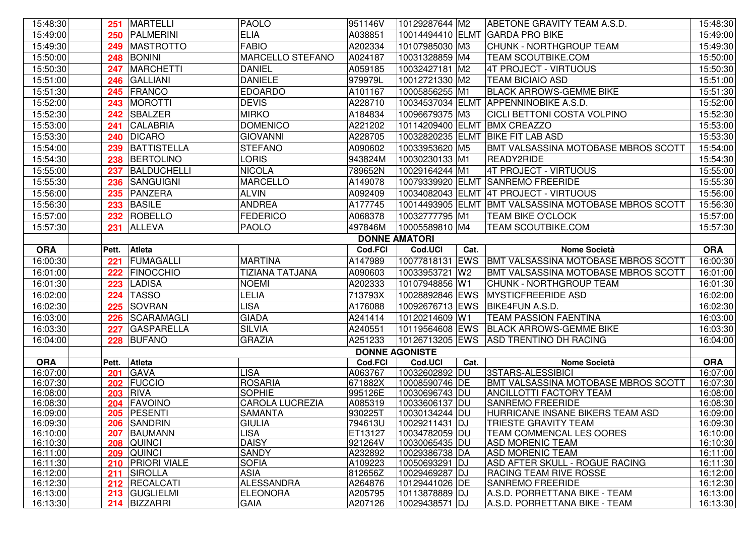| ORA | Pett. | Atleta | | Cod.FCI | Cod.UCI | Cat. | Nome Società | ORA |
|---|---|---|---|---|---|---|---|---|
| 15:48:30 | 251 | MARTELLI | PAOLO | 951146V | 10129287644 | M2 | ABETONE GRAVITY TEAM A.S.D. | 15:48:30 |
| 15:49:00 | 250 | PALMERINI | ELIA | A038851 | 10014494410 | ELMT | GARDA PRO BIKE | 15:49:00 |
| 15:49:30 | 249 | MASTROTTO | FABIO | A202334 | 10107985030 | M3 | CHUNK - NORTHGROUP TEAM | 15:49:30 |
| 15:50:00 | 248 | BONINI | MARCELLO STEFANO | A024187 | 10031328859 | M4 | TEAM SCOUTBIKE.COM | 15:50:00 |
| 15:50:30 | 247 | MARCHETTI | DANIEL | A059185 | 10032427181 | M2 | 4T PROJECT - VIRTUOUS | 15:50:30 |
| 15:51:00 | 246 | GALLIANI | DANIELE | 979979L | 10012721330 | M2 | TEAM BICIAIO ASD | 15:51:00 |
| 15:51:30 | 245 | FRANCO | EDOARDO | A101167 | 10005856255 | M1 | BLACK ARROWS-GEMME BIKE | 15:51:30 |
| 15:52:00 | 243 | MOROTTI | DEVIS | A228710 | 10034537034 | ELMT | APPENNINOBIKE A.S.D. | 15:52:00 |
| 15:52:30 | 242 | SBALZER | MIRKO | A184834 | 10096679375 | M3 | CICLI BETTONI COSTA VOLPINO | 15:52:30 |
| 15:53:00 | 241 | CALABRIA | DOMENICO | A221202 | 10114209400 | ELMT | BMX CREAZZO | 15:53:00 |
| 15:53:30 | 240 | DICARO | GIOVANNI | A228705 | 10032820235 | ELMT | BIKE FIT LAB ASD | 15:53:30 |
| 15:54:00 | 239 | BATTISTELLA | STEFANO | A090602 | 10033953620 | M5 | BMT VALSASSINA MOTOBASE MBROS SCOTT | 15:54:00 |
| 15:54:30 | 238 | BERTOLINO | LORIS | 943824M | 10030230133 | M1 | READY2RIDE | 15:54:30 |
| 15:55:00 | 237 | BALDUCHELLI | NICOLA | 789652N | 10029164244 | M1 | 4T PROJECT - VIRTUOUS | 15:55:00 |
| 15:55:30 | 236 | SANGUIGNI | MARCELLO | A149078 | 10079339920 | ELMT | SANREMO FREERIDE | 15:55:30 |
| 15:56:00 | 235 | PANZERA | ALVIN | A092409 | 10034082043 | ELMT | 4T PROJECT - VIRTUOUS | 15:56:00 |
| 15:56:30 | 233 | BASILE | ANDREA | A177745 | 10014493905 | ELMT | BMT VALSASSINA MOTOBASE MBROS SCOTT | 15:56:30 |
| 15:57:00 | 232 | ROBELLO | FEDERICO | A068378 | 10032777795 | M1 | TEAM BIKE O'CLOCK | 15:57:00 |
| 15:57:30 | 231 | ALLEVA | PAOLO | 497846M | 10005589810 | M4 | TEAM SCOUTBIKE.COM | 15:57:30 |

**DONNE AMATORI**

| ORA | Pett. | Atleta | | Cod.FCI | Cod.UCI | Cat. | Nome Società | ORA |
|---|---|---|---|---|---|---|---|---|
| 16:00:30 | 221 | FUMAGALLI | MARTINA | A147989 | 10077818131 | EWS | BMT VALSASSINA MOTOBASE MBROS SCOTT | 16:00:30 |
| 16:01:00 | 222 | FINOCCHIO | TIZIANA TATJANA | A090603 | 10033953721 | W2 | BMT VALSASSINA MOTOBASE MBROS SCOTT | 16:01:00 |
| 16:01:30 | 223 | LADISA | NOEMI | A202333 | 10107948856 | W1 | CHUNK - NORTHGROUP TEAM | 16:01:30 |
| 16:02:00 | 224 | TASSO | LELIA | 713793X | 10028892846 | EWS | MYSTICFREERIDE ASD | 16:02:00 |
| 16:02:30 | 225 | SOVRAN | LISA | A176088 | 10092676713 | EWS | BIKE4FUN A.S.D. | 16:02:30 |
| 16:03:00 | 226 | SCARAMAGLI | GIADA | A241414 | 10120214609 | W1 | TEAM PASSION FAENTINA | 16:03:00 |
| 16:03:30 | 227 | GASPARELLA | SILVIA | A240551 | 10119564608 | EWS | BLACK ARROWS-GEMME BIKE | 16:03:30 |
| 16:04:00 | 228 | BUFANO | GRAZIA | A251233 | 10126713205 | EWS | ASD TRENTINO DH RACING | 16:04:00 |

**DONNE AGONISTE**

| ORA | Pett. | Atleta | | Cod.FCI | Cod.UCI | Cat. | Nome Società | ORA |
|---|---|---|---|---|---|---|---|---|
| 16:07:00 | 201 | GAVA | LISA | A063767 | 10032602892 | DU | 3STARS-ALESSIBICI | 16:07:00 |
| 16:07:30 | 202 | FUCCIO | ROSARIA | 671882X | 10008590746 | DE | BMT VALSASSINA MOTOBASE MBROS SCOTT | 16:07:30 |
| 16:08:00 | 203 | RIVA | SOPHIE | 995126E | 10030696743 | DU | ANCILLOTTI FACTORY TEAM | 16:08:00 |
| 16:08:30 | 204 | FAVOINO | CAROLA LUCREZIA | A085319 | 10033606137 | DU | SANREMO FREERIDE | 16:08:30 |
| 16:09:00 | 205 | PESENTI | SAMANTA | 930225T | 10030134244 | DU | HURRICANE INSANE BIKERS TEAM ASD | 16:09:00 |
| 16:09:30 | 206 | SANDRIN | GIULIA | 794613U | 10029211431 | DJ | TRIESTE GRAVITY TEAM | 16:09:30 |
| 16:10:00 | 207 | BAUMANN | LISA | ET13127 | 10034782059 | DU | TEAM COMMENCAL LES OORES | 16:10:00 |
| 16:10:30 | 208 | QUINCI | DAISY | 921264V | 10030065435 | DU | ASD MORENIC TEAM | 16:10:30 |
| 16:11:00 | 209 | QUINCI | SANDY | A232892 | 10029386738 | DA | ASD MORENIC TEAM | 16:11:00 |
| 16:11:30 | 210 | PRIORI VIALE | SOFIA | A109223 | 10050693291 | DJ | ASD AFTER SKULL - ROGUE RACING | 16:11:30 |
| 16:12:00 | 211 | SIROLLA | ASIA | 812656Z | 10029469287 | DJ | RACING TEAM RIVE ROSSE | 16:12:00 |
| 16:12:30 | 212 | RECALCATI | ALESSANDRA | A264876 | 10129441026 | DE | SANREMO FREERIDE | 16:12:30 |
| 16:13:00 | 213 | GUGLIELMI | ELEONORA | A205795 | 10113878889 | DJ | A.S.D. PORRETTANA BIKE - TEAM | 16:13:00 |
| 16:13:30 | 214 | BIZZARRI | GAIA | A207126 | 10029438571 | DJ | A.S.D. PORRETTANA BIKE - TEAM | 16:13:30 |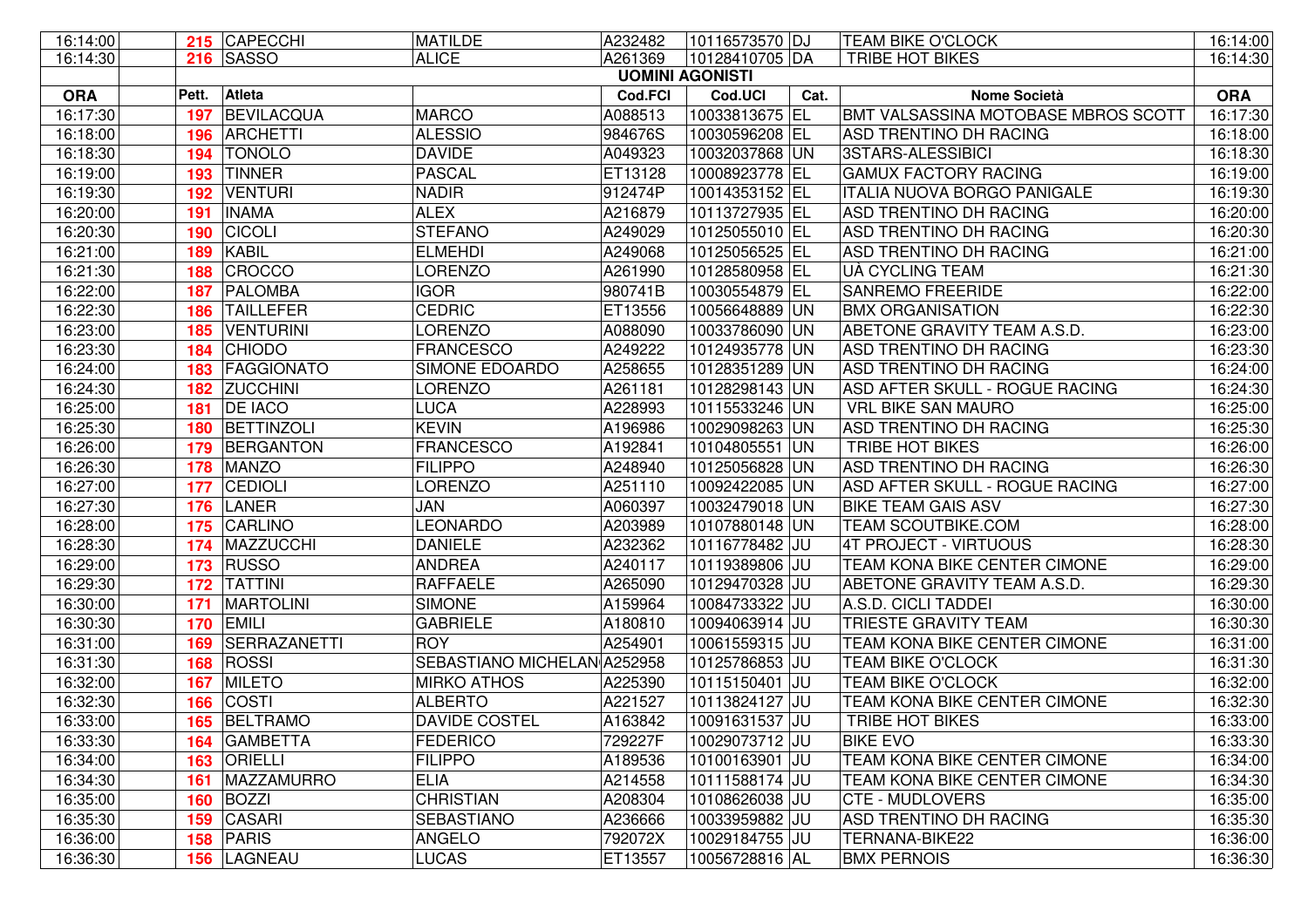| ORA | Pett. | Atleta | | Cod.FCI | Cod.UCI | Cat. | Nome Società | ORA |
|---|---|---|---|---|---|---|---|---|
| 16:14:00 | 215 | CAPECCHI | MATILDE | A232482 | 10116573570 | DJ | TEAM BIKE O'CLOCK | 16:14:00 |
| 16:14:30 | 216 | SASSO | ALICE | A261369 | 10128410705 | DA | TRIBE HOT BIKES | 16:14:30 |
| | | | | **UOMINI AGONISTI** | | | | |
| **ORA** | **Pett.** | **Atleta** | | **Cod.FCI** | **Cod.UCI** | **Cat.** | **Nome Società** | **ORA** |
| 16:17:30 | 197 | BEVILACQUA | MARCO | A088513 | 10033813675 | EL | BMT VALSASSINA MOTOBASE MBROS SCOTT | 16:17:30 |
| 16:18:00 | 196 | ARCHETTI | ALESSIO | 984676S | 10030596208 | EL | ASD TRENTINO DH RACING | 16:18:00 |
| 16:18:30 | 194 | TONOLO | DAVIDE | A049323 | 10032037868 | UN | 3STARS-ALESSIBICI | 16:18:30 |
| 16:19:00 | 193 | TINNER | PASCAL | ET13128 | 10008923778 | EL | GAMUX FACTORY RACING | 16:19:00 |
| 16:19:30 | 192 | VENTURI | NADIR | 912474P | 10014353152 | EL | ITALIA NUOVA BORGO PANIGALE | 16:19:30 |
| 16:20:00 | 191 | INAMA | ALEX | A216879 | 10113727935 | EL | ASD TRENTINO DH RACING | 16:20:00 |
| 16:20:30 | 190 | CICOLI | STEFANO | A249029 | 10125055010 | EL | ASD TRENTINO DH RACING | 16:20:30 |
| 16:21:00 | 189 | KABIL | ELMEHDI | A249068 | 10125056525 | EL | ASD TRENTINO DH RACING | 16:21:00 |
| 16:21:30 | 188 | CROCCO | LORENZO | A261990 | 10128580958 | EL | UÀ CYCLING TEAM | 16:21:30 |
| 16:22:00 | 187 | PALOMBA | IGOR | 980741B | 10030554879 | EL | SANREMO FREERIDE | 16:22:00 |
| 16:22:30 | 186 | TAILLEFER | CEDRIC | ET13556 | 10056648889 | UN | BMX ORGANISATION | 16:22:30 |
| 16:23:00 | 185 | VENTURINI | LORENZO | A088090 | 10033786090 | UN | ABETONE GRAVITY TEAM A.S.D. | 16:23:00 |
| 16:23:30 | 184 | CHIODO | FRANCESCO | A249222 | 10124935778 | UN | ASD TRENTINO DH RACING | 16:23:30 |
| 16:24:00 | 183 | FAGGIONATO | SIMONE EDOARDO | A258655 | 10128351289 | UN | ASD TRENTINO DH RACING | 16:24:00 |
| 16:24:30 | 182 | ZUCCHINI | LORENZO | A261181 | 10128298143 | UN | ASD AFTER SKULL - ROGUE RACING | 16:24:30 |
| 16:25:00 | 181 | DE IACO | LUCA | A228993 | 10115533246 | UN | VRL BIKE SAN MAURO | 16:25:00 |
| 16:25:30 | 180 | BETTINZOLI | KEVIN | A196986 | 10029098263 | UN | ASD TRENTINO DH RACING | 16:25:30 |
| 16:26:00 | 179 | BERGANTON | FRANCESCO | A192841 | 10104805551 | UN | TRIBE HOT BIKES | 16:26:00 |
| 16:26:30 | 178 | MANZO | FILIPPO | A248940 | 10125056828 | UN | ASD TRENTINO DH RACING | 16:26:30 |
| 16:27:00 | 177 | CEDIOLI | LORENZO | A251110 | 10092422085 | UN | ASD AFTER SKULL - ROGUE RACING | 16:27:00 |
| 16:27:30 | 176 | LANER | JAN | A060397 | 10032479018 | UN | BIKE TEAM GAIS ASV | 16:27:30 |
| 16:28:00 | 175 | CARLINO | LEONARDO | A203989 | 10107880148 | UN | TEAM SCOUTBIKE.COM | 16:28:00 |
| 16:28:30 | 174 | MAZZUCCHI | DANIELE | A232362 | 10116778482 | JU | 4T PROJECT - VIRTUOUS | 16:28:30 |
| 16:29:00 | 173 | RUSSO | ANDREA | A240117 | 10119389806 | JU | TEAM KONA BIKE CENTER CIMONE | 16:29:00 |
| 16:29:30 | 172 | TATTINI | RAFFAELE | A265090 | 10129470328 | JU | ABETONE GRAVITY TEAM A.S.D. | 16:29:30 |
| 16:30:00 | 171 | MARTOLINI | SIMONE | A159964 | 10084733322 | JU | A.S.D. CICLI TADDEI | 16:30:00 |
| 16:30:30 | 170 | EMILI | GABRIELE | A180810 | 10094063914 | JU | TRIESTE GRAVITY TEAM | 16:30:30 |
| 16:31:00 | 169 | SERRAZANETTI | ROY | A254901 | 10061559315 | JU | TEAM KONA BIKE CENTER CIMONE | 16:31:00 |
| 16:31:30 | 168 | ROSSI | SEBASTIANO MICHELAN | A252958 | 10125786853 | JU | TEAM BIKE O'CLOCK | 16:31:30 |
| 16:32:00 | 167 | MILETO | MIRKO ATHOS | A225390 | 10115150401 | JU | TEAM BIKE O'CLOCK | 16:32:00 |
| 16:32:30 | 166 | COSTI | ALBERTO | A221527 | 10113824127 | JU | TEAM KONA BIKE CENTER CIMONE | 16:32:30 |
| 16:33:00 | 165 | BELTRAMO | DAVIDE COSTEL | A163842 | 10091631537 | JU | TRIBE HOT BIKES | 16:33:00 |
| 16:33:30 | 164 | GAMBETTA | FEDERICO | 729227F | 10029073712 | JU | BIKE EVO | 16:33:30 |
| 16:34:00 | 163 | ORIELLI | FILIPPO | A189536 | 10100163901 | JU | TEAM KONA BIKE CENTER CIMONE | 16:34:00 |
| 16:34:30 | 161 | MAZZAMURRO | ELIA | A214558 | 10111588174 | JU | TEAM KONA BIKE CENTER CIMONE | 16:34:30 |
| 16:35:00 | 160 | BOZZI | CHRISTIAN | A208304 | 10108626038 | JU | CTE - MUDLOVERS | 16:35:00 |
| 16:35:30 | 159 | CASARI | SEBASTIANO | A236666 | 10033959882 | JU | ASD TRENTINO DH RACING | 16:35:30 |
| 16:36:00 | 158 | PARIS | ANGELO | 792072X | 10029184755 | JU | TERNANA-BIKE22 | 16:36:00 |
| 16:36:30 | 156 | LAGNEAU | LUCAS | ET13557 | 10056728816 | AL | BMX PERNOIS | 16:36:30 |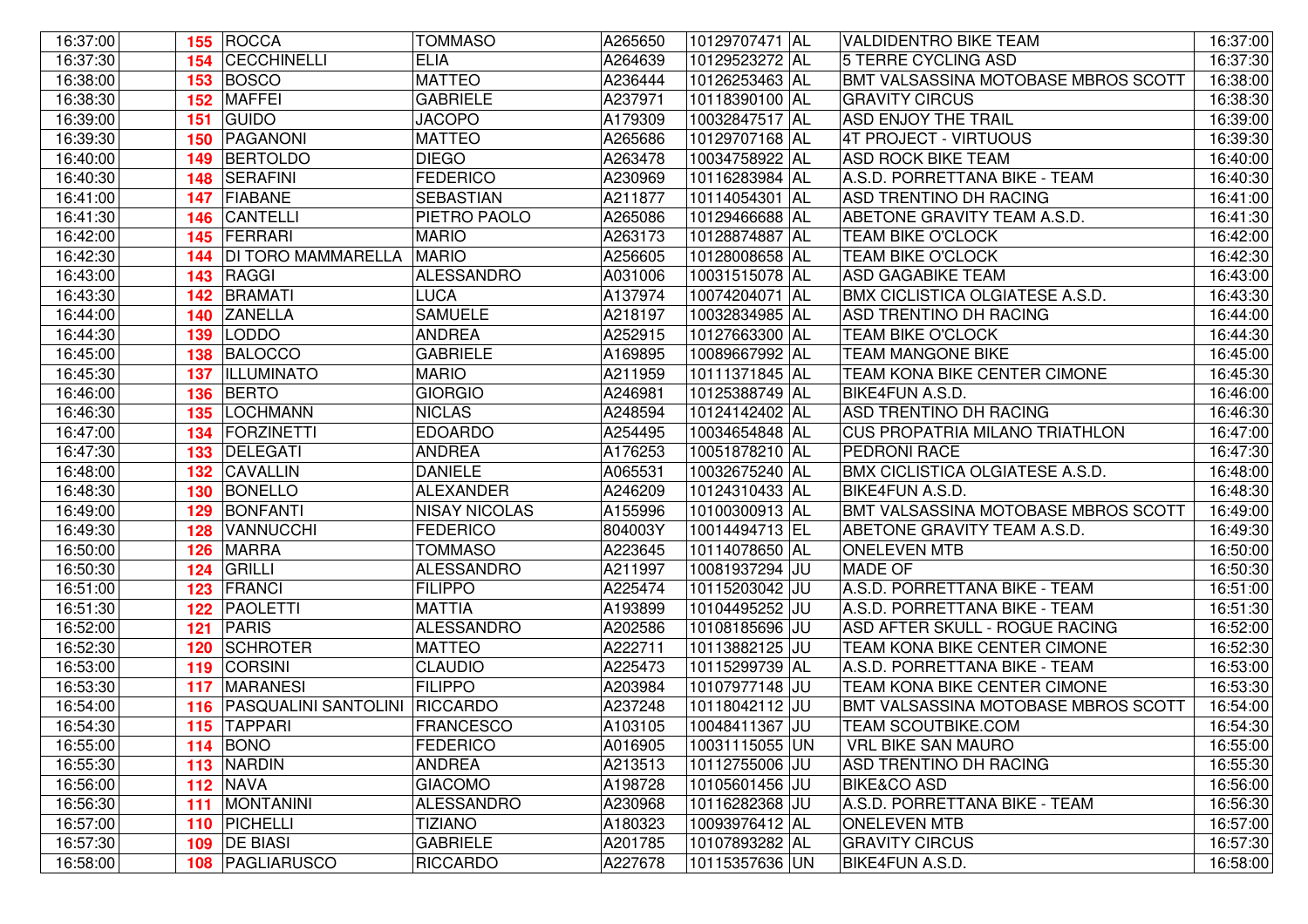| | | | | | | | | |
|---|---|---|---|---|---|---|---|---|
| 16:37:00 | 155 | ROCCA | TOMMASO | A265650 | 10129707471 | AL | VALDIDENTRO BIKE TEAM | 16:37:00 |
| 16:37:30 | 154 | CECCHINELLI | ELIA | A264639 | 10129523272 | AL | 5 TERRE CYCLING ASD | 16:37:30 |
| 16:38:00 | 153 | BOSCO | MATTEO | A236444 | 10126253463 | AL | BMT VALSASSINA MOTOBASE MBROS SCOTT | 16:38:00 |
| 16:38:30 | 152 | MAFFEI | GABRIELE | A237971 | 10118390100 | AL | GRAVITY CIRCUS | 16:38:30 |
| 16:39:00 | 151 | GUIDO | JACOPO | A179309 | 10032847517 | AL | ASD ENJOY THE TRAIL | 16:39:00 |
| 16:39:30 | 150 | PAGANONI | MATTEO | A265686 | 10129707168 | AL | 4T PROJECT - VIRTUOUS | 16:39:30 |
| 16:40:00 | 149 | BERTOLDO | DIEGO | A263478 | 10034758922 | AL | ASD ROCK BIKE TEAM | 16:40:00 |
| 16:40:30 | 148 | SERAFINI | FEDERICO | A230969 | 10116283984 | AL | A.S.D. PORRETTANA BIKE - TEAM | 16:40:30 |
| 16:41:00 | 147 | FIABANE | SEBASTIAN | A211877 | 10114054301 | AL | ASD TRENTINO DH RACING | 16:41:00 |
| 16:41:30 | 146 | CANTELLI | PIETRO PAOLO | A265086 | 10129466688 | AL | ABETONE GRAVITY TEAM A.S.D. | 16:41:30 |
| 16:42:00 | 145 | FERRARI | MARIO | A263173 | 10128874887 | AL | TEAM BIKE O'CLOCK | 16:42:00 |
| 16:42:30 | 144 | DI TORO MAMMARELLA | MARIO | A256605 | 10128008658 | AL | TEAM BIKE O'CLOCK | 16:42:30 |
| 16:43:00 | 143 | RAGGI | ALESSANDRO | A031006 | 10031515078 | AL | ASD GAGABIKE TEAM | 16:43:00 |
| 16:43:30 | 142 | BRAMATI | LUCA | A137974 | 10074204071 | AL | BMX CICLISTICA OLGIATESE A.S.D. | 16:43:30 |
| 16:44:00 | 140 | ZANELLA | SAMUELE | A218197 | 10032834985 | AL | ASD TRENTINO DH RACING | 16:44:00 |
| 16:44:30 | 139 | LODDO | ANDREA | A252915 | 10127663300 | AL | TEAM BIKE O'CLOCK | 16:44:30 |
| 16:45:00 | 138 | BALOCCO | GABRIELE | A169895 | 10089667992 | AL | TEAM MANGONE BIKE | 16:45:00 |
| 16:45:30 | 137 | ILLUMINATO | MARIO | A211959 | 10111371845 | AL | TEAM KONA BIKE CENTER CIMONE | 16:45:30 |
| 16:46:00 | 136 | BERTO | GIORGIO | A246981 | 10125388749 | AL | BIKE4FUN A.S.D. | 16:46:00 |
| 16:46:30 | 135 | LOCHMANN | NICLAS | A248594 | 10124142402 | AL | ASD TRENTINO DH RACING | 16:46:30 |
| 16:47:00 | 134 | FORZINETTI | EDOARDO | A254495 | 10034654848 | AL | CUS PROPATRIA MILANO TRIATHLON | 16:47:00 |
| 16:47:30 | 133 | DELEGATI | ANDREA | A176253 | 10051878210 | AL | PEDRONI RACE | 16:47:30 |
| 16:48:00 | 132 | CAVALLIN | DANIELE | A065531 | 10032675240 | AL | BMX CICLISTICA OLGIATESE A.S.D. | 16:48:00 |
| 16:48:30 | 130 | BONELLO | ALEXANDER | A246209 | 10124310433 | AL | BIKE4FUN A.S.D. | 16:48:30 |
| 16:49:00 | 129 | BONFANTI | NISAY NICOLAS | A155996 | 10100300913 | AL | BMT VALSASSINA MOTOBASE MBROS SCOTT | 16:49:00 |
| 16:49:30 | 128 | VANNUCCHI | FEDERICO | 804003Y | 10014494713 | EL | ABETONE GRAVITY TEAM A.S.D. | 16:49:30 |
| 16:50:00 | 126 | MARRA | TOMMASO | A223645 | 10114078650 | AL | ONELEVEN MTB | 16:50:00 |
| 16:50:30 | 124 | GRILLI | ALESSANDRO | A211997 | 10081937294 | JU | MADE OF | 16:50:30 |
| 16:51:00 | 123 | FRANCI | FILIPPO | A225474 | 10115203042 | JU | A.S.D. PORRETTANA BIKE - TEAM | 16:51:00 |
| 16:51:30 | 122 | PAOLETTI | MATTIA | A193899 | 10104495252 | JU | A.S.D. PORRETTANA BIKE - TEAM | 16:51:30 |
| 16:52:00 | 121 | PARIS | ALESSANDRO | A202586 | 10108185696 | JU | ASD AFTER SKULL - ROGUE RACING | 16:52:00 |
| 16:52:30 | 120 | SCHROTER | MATTEO | A222711 | 10113882125 | JU | TEAM KONA BIKE CENTER CIMONE | 16:52:30 |
| 16:53:00 | 119 | CORSINI | CLAUDIO | A225473 | 10115299739 | AL | A.S.D. PORRETTANA BIKE - TEAM | 16:53:00 |
| 16:53:30 | 117 | MARANESI | FILIPPO | A203984 | 10107977148 | JU | TEAM KONA BIKE CENTER CIMONE | 16:53:30 |
| 16:54:00 | 116 | PASQUALINI SANTOLINI | RICCARDO | A237248 | 10118042112 | JU | BMT VALSASSINA MOTOBASE MBROS SCOTT | 16:54:00 |
| 16:54:30 | 115 | TAPPARI | FRANCESCO | A103105 | 10048411367 | JU | TEAM SCOUTBIKE.COM | 16:54:30 |
| 16:55:00 | 114 | BONO | FEDERICO | A016905 | 10031115055 | UN | VRL BIKE SAN MAURO | 16:55:00 |
| 16:55:30 | 113 | NARDIN | ANDREA | A213513 | 10112755006 | JU | ASD TRENTINO DH RACING | 16:55:30 |
| 16:56:00 | 112 | NAVA | GIACOMO | A198728 | 10105601456 | JU | BIKE&CO ASD | 16:56:00 |
| 16:56:30 | 111 | MONTANINI | ALESSANDRO | A230968 | 10116282368 | JU | A.S.D. PORRETTANA BIKE - TEAM | 16:56:30 |
| 16:57:00 | 110 | PICHELLI | TIZIANO | A180323 | 10093976412 | AL | ONELEVEN MTB | 16:57:00 |
| 16:57:30 | 109 | DE BIASI | GABRIELE | A201785 | 10107893282 | AL | GRAVITY CIRCUS | 16:57:30 |
| 16:58:00 | 108 | PAGLIARUSCO | RICCARDO | A227678 | 10115357636 | UN | BIKE4FUN A.S.D. | 16:58:00 |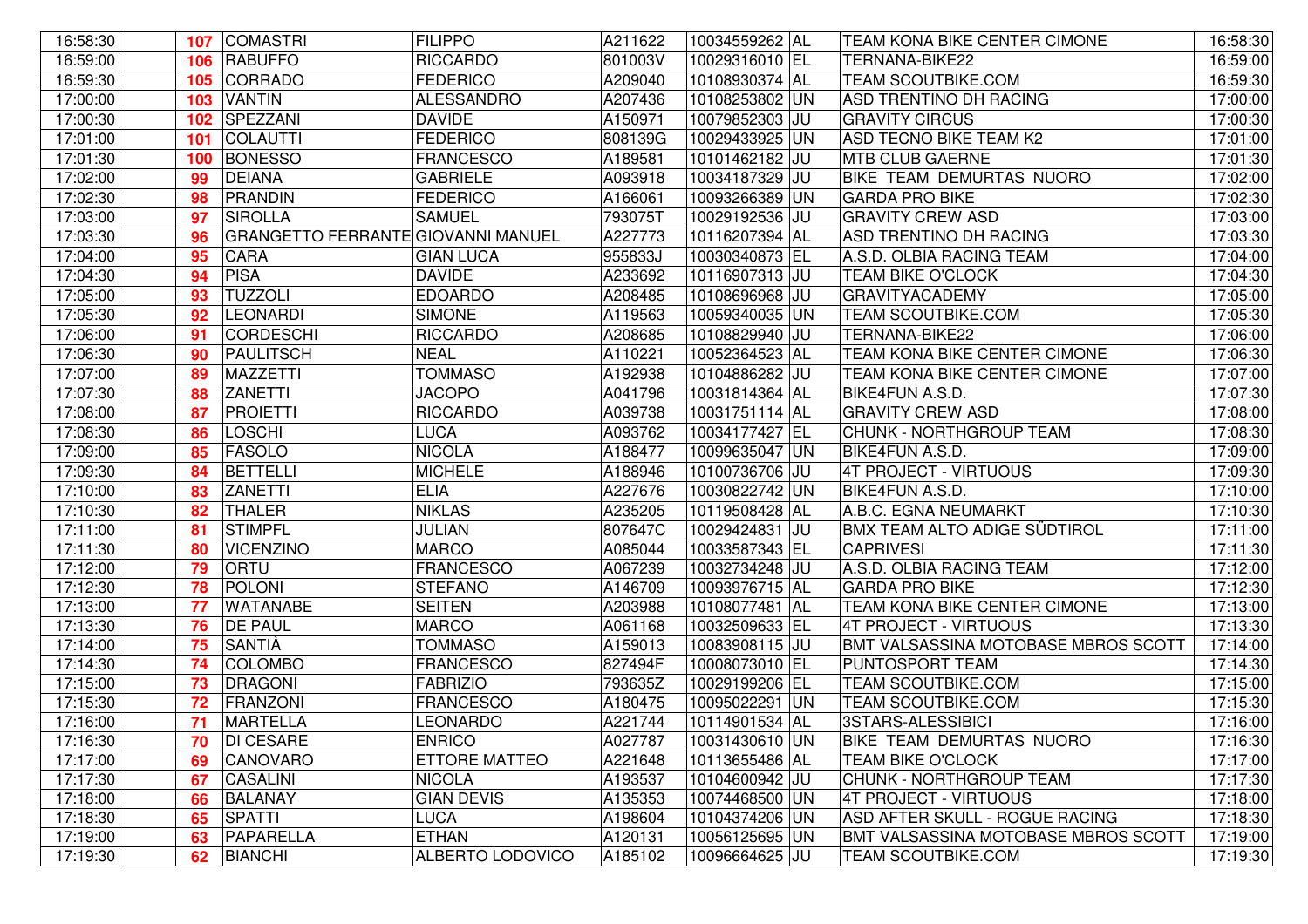| | | | | | | | | |
|---|---|---|---|---|---|---|---|---|
| 16:58:30 | **107** | COMASTRI | FILIPPO | A211622 | 10034559262 | AL | TEAM KONA BIKE CENTER CIMONE | 16:58:30 |
| 16:59:00 | **106** | RABUFFO | RICCARDO | 801003V | 10029316010 | EL | TERNANA-BIKE22 | 16:59:00 |
| 16:59:30 | **105** | CORRADO | FEDERICO | A209040 | 10108930374 | AL | TEAM SCOUTBIKE.COM | 16:59:30 |
| 17:00:00 | **103** | VANTIN | ALESSANDRO | A207436 | 10108253802 | UN | ASD TRENTINO DH RACING | 17:00:00 |
| 17:00:30 | **102** | SPEZZANI | DAVIDE | A150971 | 10079852303 | JU | GRAVITY CIRCUS | 17:00:30 |
| 17:01:00 | **101** | COLAUTTI | FEDERICO | 808139G | 10029433925 | UN | ASD TECNO BIKE TEAM K2 | 17:01:00 |
| 17:01:30 | **100** | BONESSO | FRANCESCO | A189581 | 10101462182 | JU | MTB CLUB GAERNE | 17:01:30 |
| 17:02:00 | **99** | DEIANA | GABRIELE | A093918 | 10034187329 | JU | BIKE TEAM DEMURTAS NUORO | 17:02:00 |
| 17:02:30 | **98** | PRANDIN | FEDERICO | A166061 | 10093266389 | UN | GARDA PRO BIKE | 17:02:30 |
| 17:03:00 | **97** | SIROLLA | SAMUEL | 793075T | 10029192536 | JU | GRAVITY CREW ASD | 17:03:00 |
| 17:03:30 | **96** | GRANGETTO FERRANTE | GIOVANNI MANUEL | A227773 | 10116207394 | AL | ASD TRENTINO DH RACING | 17:03:30 |
| 17:04:00 | **95** | CARA | GIAN LUCA | 955833J | 10030340873 | EL | A.S.D. OLBIA RACING TEAM | 17:04:00 |
| 17:04:30 | **94** | PISA | DAVIDE | A233692 | 10116907313 | JU | TEAM BIKE O'CLOCK | 17:04:30 |
| 17:05:00 | **93** | TUZZOLI | EDOARDO | A208485 | 10108696968 | JU | GRAVITYACADEMY | 17:05:00 |
| 17:05:30 | **92** | LEONARDI | SIMONE | A119563 | 10059340035 | UN | TEAM SCOUTBIKE.COM | 17:05:30 |
| 17:06:00 | **91** | CORDESCHI | RICCARDO | A208685 | 10108829940 | JU | TERNANA-BIKE22 | 17:06:00 |
| 17:06:30 | **90** | PAULITSCH | NEAL | A110221 | 10052364523 | AL | TEAM KONA BIKE CENTER CIMONE | 17:06:30 |
| 17:07:00 | **89** | MAZZETTI | TOMMASO | A192938 | 10104886282 | JU | TEAM KONA BIKE CENTER CIMONE | 17:07:00 |
| 17:07:30 | **88** | ZANETTI | JACOPO | A041796 | 10031814364 | AL | BIKE4FUN A.S.D. | 17:07:30 |
| 17:08:00 | **87** | PROIETTI | RICCARDO | A039738 | 10031751114 | AL | GRAVITY CREW ASD | 17:08:00 |
| 17:08:30 | **86** | LOSCHI | LUCA | A093762 | 10034177427 | EL | CHUNK - NORTHGROUP TEAM | 17:08:30 |
| 17:09:00 | **85** | FASOLO | NICOLA | A188477 | 10099635047 | UN | BIKE4FUN A.S.D. | 17:09:00 |
| 17:09:30 | **84** | BETTELLI | MICHELE | A188946 | 10100736706 | JU | 4T PROJECT - VIRTUOUS | 17:09:30 |
| 17:10:00 | **83** | ZANETTI | ELIA | A227676 | 10030822742 | UN | BIKE4FUN A.S.D. | 17:10:00 |
| 17:10:30 | **82** | THALER | NIKLAS | A235205 | 10119508428 | AL | A.B.C. EGNA NEUMARKT | 17:10:30 |
| 17:11:00 | **81** | STIMPFL | JULIAN | 807647C | 10029424831 | JU | BMX TEAM ALTO ADIGE SÜDTIROL | 17:11:00 |
| 17:11:30 | **80** | VICENZINO | MARCO | A085044 | 10033587343 | EL | CAPRIVESI | 17:11:30 |
| 17:12:00 | **79** | ORTU | FRANCESCO | A067239 | 10032734248 | JU | A.S.D. OLBIA RACING TEAM | 17:12:00 |
| 17:12:30 | **78** | POLONI | STEFANO | A146709 | 10093976715 | AL | GARDA PRO BIKE | 17:12:30 |
| 17:13:00 | **77** | WATANABE | SEITEN | A203988 | 10108077481 | AL | TEAM KONA BIKE CENTER CIMONE | 17:13:00 |
| 17:13:30 | **76** | DE PAUL | MARCO | A061168 | 10032509633 | EL | 4T PROJECT - VIRTUOUS | 17:13:30 |
| 17:14:00 | **75** | SANTIÀ | TOMMASO | A159013 | 10083908115 | JU | BMT VALSASSINA MOTOBASE MBROS SCOTT | 17:14:00 |
| 17:14:30 | **74** | COLOMBO | FRANCESCO | 827494F | 10008073010 | EL | PUNTOSPORT TEAM | 17:14:30 |
| 17:15:00 | **73** | DRAGONI | FABRIZIO | 793635Z | 10029199206 | EL | TEAM SCOUTBIKE.COM | 17:15:00 |
| 17:15:30 | **72** | FRANZONI | FRANCESCO | A180475 | 10095022291 | UN | TEAM SCOUTBIKE.COM | 17:15:30 |
| 17:16:00 | **71** | MARTELLA | LEONARDO | A221744 | 10114901534 | AL | 3STARS-ALESSIBICI | 17:16:00 |
| 17:16:30 | **70** | DI CESARE | ENRICO | A027787 | 10031430610 | UN | BIKE TEAM DEMURTAS NUORO | 17:16:30 |
| 17:17:00 | **69** | CANOVARO | ETTORE MATTEO | A221648 | 10113655486 | AL | TEAM BIKE O'CLOCK | 17:17:00 |
| 17:17:30 | **67** | CASALINI | NICOLA | A193537 | 10104600942 | JU | CHUNK - NORTHGROUP TEAM | 17:17:30 |
| 17:18:00 | **66** | BALANAY | GIAN DEVIS | A135353 | 10074468500 | UN | 4T PROJECT - VIRTUOUS | 17:18:00 |
| 17:18:30 | **65** | SPATTI | LUCA | A198604 | 10104374206 | UN | ASD AFTER SKULL - ROGUE RACING | 17:18:30 |
| 17:19:00 | **63** | PAPARELLA | ETHAN | A120131 | 10056125695 | UN | BMT VALSASSINA MOTOBASE MBROS SCOTT | 17:19:00 |
| 17:19:30 | **62** | BIANCHI | ALBERTO LODOVICO | A185102 | 10096664625 | JU | TEAM SCOUTBIKE.COM | 17:19:30 |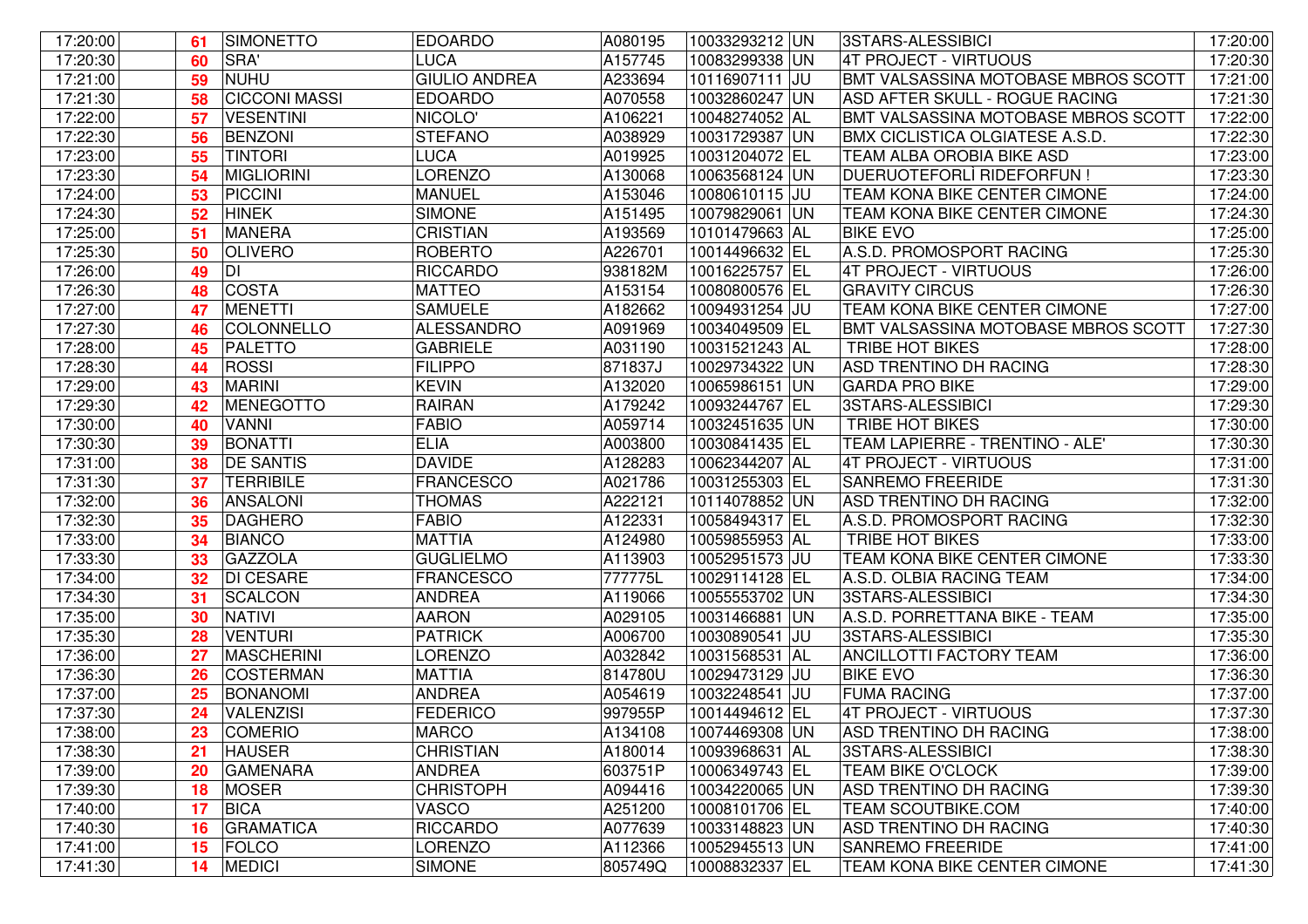| | | | | | | | | |
|---|---|---|---|---|---|---|---|---|
| 17:20:00 | 61 | SIMONETTO | EDOARDO | A080195 | 10033293212 | UN | 3STARS-ALESSIBICI | 17:20:00 |
| 17:20:30 | 60 | SRA' | LUCA | A157745 | 10083299338 | UN | 4T PROJECT - VIRTUOUS | 17:20:30 |
| 17:21:00 | 59 | NUHU | GIULIO ANDREA | A233694 | 10116907111 | JU | BMT VALSASSINA MOTOBASE MBROS SCOTT | 17:21:00 |
| 17:21:30 | 58 | CICCONI MASSI | EDOARDO | A070558 | 10032860247 | UN | ASD AFTER SKULL - ROGUE RACING | 17:21:30 |
| 17:22:00 | 57 | VESENTINI | NICOLO' | A106221 | 10048274052 | AL | BMT VALSASSINA MOTOBASE MBROS SCOTT | 17:22:00 |
| 17:22:30 | 56 | BENZONI | STEFANO | A038929 | 10031729387 | UN | BMX CICLISTICA OLGIATESE A.S.D. | 17:22:30 |
| 17:23:00 | 55 | TINTORI | LUCA | A019925 | 10031204072 | EL | TEAM ALBA OROBIA BIKE ASD | 17:23:00 |
| 17:23:30 | 54 | MIGLIORINI | LORENZO | A130068 | 10063568124 | UN | DUERUOTEFORLÌ RIDEFORFUN ! | 17:23:30 |
| 17:24:00 | 53 | PICCINI | MANUEL | A153046 | 10080610115 | JU | TEAM KONA BIKE CENTER CIMONE | 17:24:00 |
| 17:24:30 | 52 | HINEK | SIMONE | A151495 | 10079829061 | UN | TEAM KONA BIKE CENTER CIMONE | 17:24:30 |
| 17:25:00 | 51 | MANERA | CRISTIAN | A193569 | 10101479663 | AL | BIKE EVO | 17:25:00 |
| 17:25:30 | 50 | OLIVERO | ROBERTO | A226701 | 10014496632 | EL | A.S.D. PROMOSPORT RACING | 17:25:30 |
| 17:26:00 | 49 | DI | RICCARDO | 938182M | 10016225757 | EL | 4T PROJECT - VIRTUOUS | 17:26:00 |
| 17:26:30 | 48 | COSTA | MATTEO | A153154 | 10080800576 | EL | GRAVITY CIRCUS | 17:26:30 |
| 17:27:00 | 47 | MENETTI | SAMUELE | A182662 | 10094931254 | JU | TEAM KONA BIKE CENTER CIMONE | 17:27:00 |
| 17:27:30 | 46 | COLONNELLO | ALESSANDRO | A091969 | 10034049509 | EL | BMT VALSASSINA MOTOBASE MBROS SCOTT | 17:27:30 |
| 17:28:00 | 45 | PALETTO | GABRIELE | A031190 | 10031521243 | AL | TRIBE HOT BIKES | 17:28:00 |
| 17:28:30 | 44 | ROSSI | FILIPPO | 871837J | 10029734322 | UN | ASD TRENTINO DH RACING | 17:28:30 |
| 17:29:00 | 43 | MARINI | KEVIN | A132020 | 10065986151 | UN | GARDA PRO BIKE | 17:29:00 |
| 17:29:30 | 42 | MENEGOTTO | RAIRAN | A179242 | 10093244767 | EL | 3STARS-ALESSIBICI | 17:29:30 |
| 17:30:00 | 40 | VANNI | FABIO | A059714 | 10032451635 | UN | TRIBE HOT BIKES | 17:30:00 |
| 17:30:30 | 39 | BONATTI | ELIA | A003800 | 10030841435 | EL | TEAM LAPIERRE - TRENTINO - ALE' | 17:30:30 |
| 17:31:00 | 38 | DE SANTIS | DAVIDE | A128283 | 10062344207 | AL | 4T PROJECT - VIRTUOUS | 17:31:00 |
| 17:31:30 | 37 | TERRIBILE | FRANCESCO | A021786 | 10031255303 | EL | SANREMO FREERIDE | 17:31:30 |
| 17:32:00 | 36 | ANSALONI | THOMAS | A222121 | 10114078852 | UN | ASD TRENTINO DH RACING | 17:32:00 |
| 17:32:30 | 35 | DAGHERO | FABIO | A122331 | 10058494317 | EL | A.S.D. PROMOSPORT RACING | 17:32:30 |
| 17:33:00 | 34 | BIANCO | MATTIA | A124980 | 10059855953 | AL | TRIBE HOT BIKES | 17:33:00 |
| 17:33:30 | 33 | GAZZOLA | GUGLIELMO | A113903 | 10052951573 | JU | TEAM KONA BIKE CENTER CIMONE | 17:33:30 |
| 17:34:00 | 32 | DI CESARE | FRANCESCO | 777775L | 10029114128 | EL | A.S.D. OLBIA RACING TEAM | 17:34:00 |
| 17:34:30 | 31 | SCALCON | ANDREA | A119066 | 10055553702 | UN | 3STARS-ALESSIBICI | 17:34:30 |
| 17:35:00 | 30 | NATIVI | AARON | A029105 | 10031466881 | UN | A.S.D. PORRETTANA BIKE - TEAM | 17:35:00 |
| 17:35:30 | 28 | VENTURI | PATRICK | A006700 | 10030890541 | JU | 3STARS-ALESSIBICI | 17:35:30 |
| 17:36:00 | 27 | MASCHERINI | LORENZO | A032842 | 10031568531 | AL | ANCILLOTTI FACTORY TEAM | 17:36:00 |
| 17:36:30 | 26 | COSTERMAN | MATTIA | 814780U | 10029473129 | JU | BIKE EVO | 17:36:30 |
| 17:37:00 | 25 | BONANOMI | ANDREA | A054619 | 10032248541 | JU | FUMA RACING | 17:37:00 |
| 17:37:30 | 24 | VALENZISI | FEDERICO | 997955P | 10014494612 | EL | 4T PROJECT - VIRTUOUS | 17:37:30 |
| 17:38:00 | 23 | COMERIO | MARCO | A134108 | 10074469308 | UN | ASD TRENTINO DH RACING | 17:38:00 |
| 17:38:30 | 21 | HAUSER | CHRISTIAN | A180014 | 10093968631 | AL | 3STARS-ALESSIBICI | 17:38:30 |
| 17:39:00 | 20 | GAMENARA | ANDREA | 603751P | 10006349743 | EL | TEAM BIKE O'CLOCK | 17:39:00 |
| 17:39:30 | 18 | MOSER | CHRISTOPH | A094416 | 10034220065 | UN | ASD TRENTINO DH RACING | 17:39:30 |
| 17:40:00 | 17 | BICA | VASCO | A251200 | 10008101706 | EL | TEAM SCOUTBIKE.COM | 17:40:00 |
| 17:40:30 | 16 | GRAMATICA | RICCARDO | A077639 | 10033148823 | UN | ASD TRENTINO DH RACING | 17:40:30 |
| 17:41:00 | 15 | FOLCO | LORENZO | A112366 | 10052945513 | UN | SANREMO FREERIDE | 17:41:00 |
| 17:41:30 | 14 | MEDICI | SIMONE | 805749Q | 10008832337 | EL | TEAM KONA BIKE CENTER CIMONE | 17:41:30 |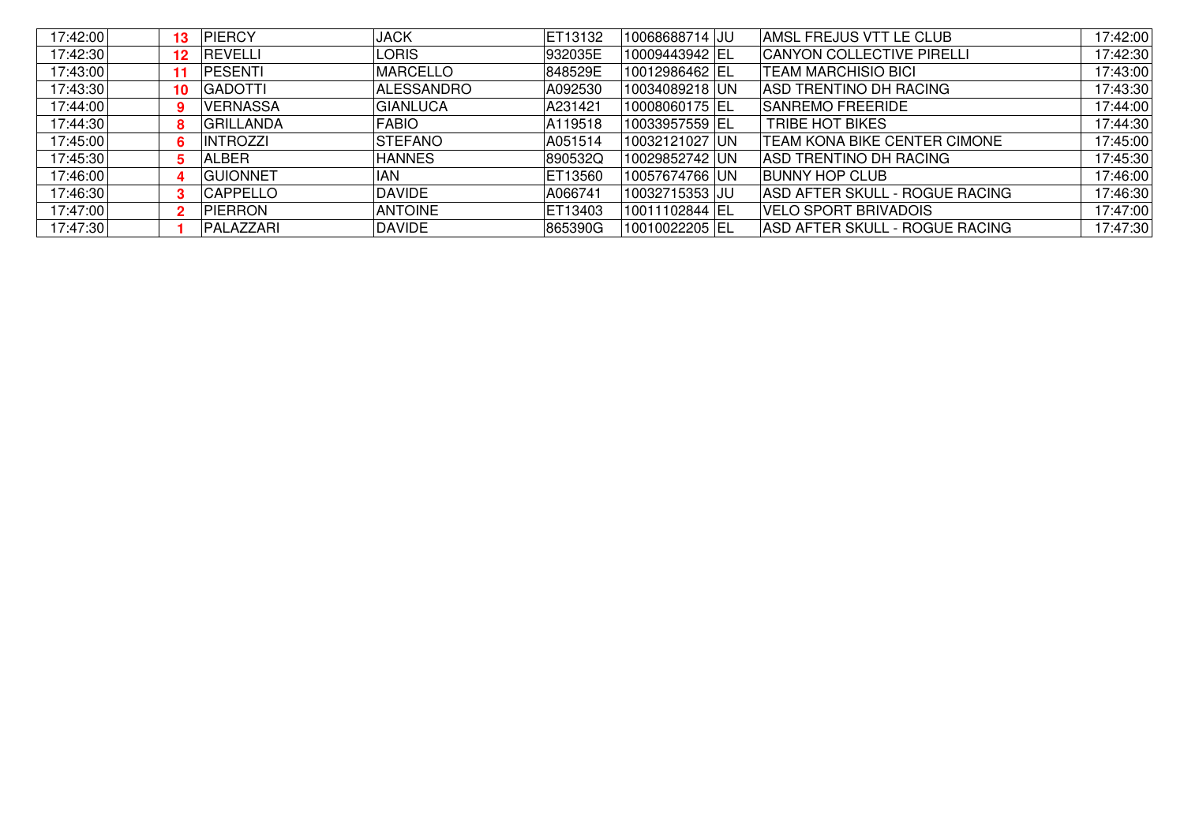| | | | | | | | | |
|---|---|---|---|---|---|---|---|---|
| 17:42:00 | 13 | PIERCY | JACK | ET13132 | 10068688714 | JU | AMSL FREJUS VTT LE CLUB | 17:42:00 |
| 17:42:30 | 12 | REVELLI | LORIS | 932035E | 10009443942 | EL | CANYON COLLECTIVE PIRELLI | 17:42:30 |
| 17:43:00 | 11 | PESENTI | MARCELLO | 848529E | 10012986462 | EL | TEAM MARCHISIO BICI | 17:43:00 |
| 17:43:30 | 10 | GADOTTI | ALESSANDRO | A092530 | 10034089218 | UN | ASD TRENTINO DH RACING | 17:43:30 |
| 17:44:00 | 9 | VERNASSA | GIANLUCA | A231421 | 10008060175 | EL | SANREMO FREERIDE | 17:44:00 |
| 17:44:30 | 8 | GRILLANDA | FABIO | A119518 | 10033957559 | EL | TRIBE HOT BIKES | 17:44:30 |
| 17:45:00 | 6 | INTROZZI | STEFANO | A051514 | 10032121027 | UN | TEAM KONA BIKE CENTER CIMONE | 17:45:00 |
| 17:45:30 | 5 | ALBER | HANNES | 890532Q | 10029852742 | UN | ASD TRENTINO DH RACING | 17:45:30 |
| 17:46:00 | 4 | GUIONNET | IAN | ET13560 | 10057674766 | UN | BUNNY HOP CLUB | 17:46:00 |
| 17:46:30 | 3 | CAPPELLO | DAVIDE | A066741 | 10032715353 | JU | ASD AFTER SKULL - ROGUE RACING | 17:46:30 |
| 17:47:00 | 2 | PIERRON | ANTOINE | ET13403 | 10011102844 | EL | VELO SPORT BRIVADOIS | 17:47:00 |
| 17:47:30 | 1 | PALAZZARI | DAVIDE | 865390G | 10010022205 | EL | ASD AFTER SKULL - ROGUE RACING | 17:47:30 |